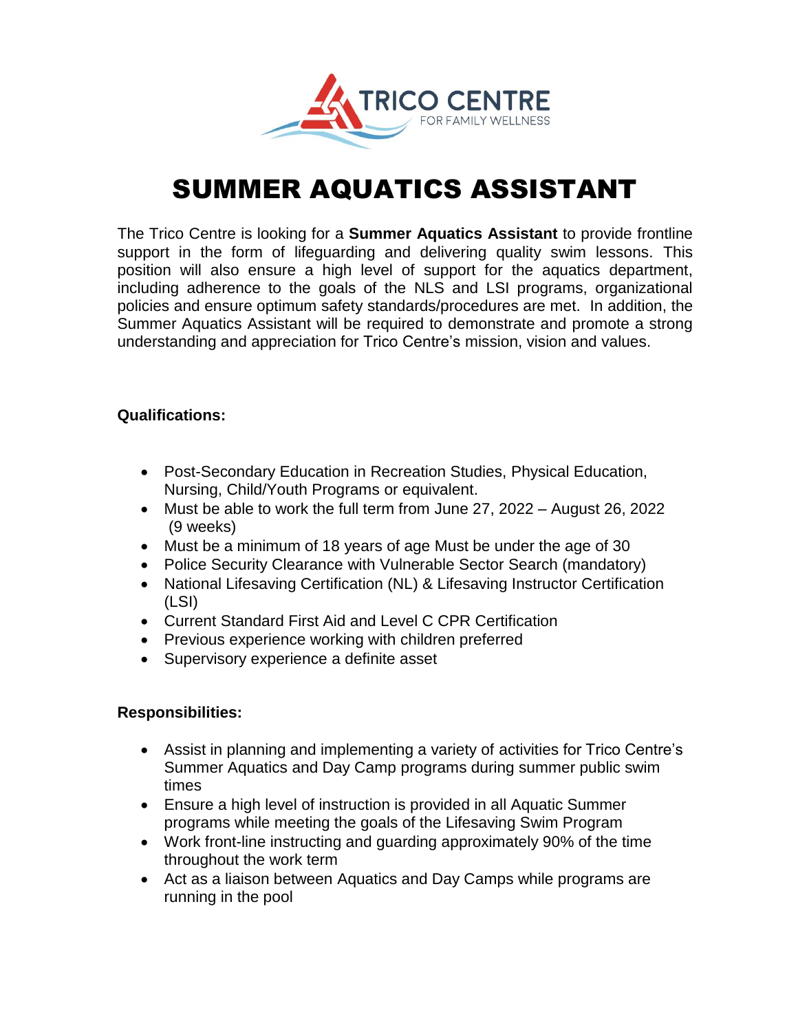TRICO CENTRE
FOR FAMILY WELLNESS

# SUMMER AQUATICS ASSISTANT

The Trico Centre is looking for a **Summer Aquatics Assistant** to provide frontline support in the form of lifeguarding and delivering quality swim lessons. This position will also ensure a high level of support for the aquatics department, including adherence to the goals of the NLS and LSI programs, organizational policies and ensure optimum safety standards/procedures are met. In addition, the Summer Aquatics Assistant will be required to demonstrate and promote a strong understanding and appreciation for Trico Centre's mission, vision and values.

**Qualifications:**

- Post-Secondary Education in Recreation Studies, Physical Education, Nursing, Child/Youth Programs or equivalent.
- Must be able to work the full term from June 27, 2022 – August 26, 2022 (9 weeks)
- Must be a minimum of 18 years of age Must be under the age of 30
- Police Security Clearance with Vulnerable Sector Search (mandatory)
- National Lifesaving Certification (NL) & Lifesaving Instructor Certification (LSI)
- Current Standard First Aid and Level C CPR Certification
- Previous experience working with children preferred
- Supervisory experience a definite asset

**Responsibilities:**

- Assist in planning and implementing a variety of activities for Trico Centre's Summer Aquatics and Day Camp programs during summer public swim times
- Ensure a high level of instruction is provided in all Aquatic Summer programs while meeting the goals of the Lifesaving Swim Program
- Work front-line instructing and guarding approximately 90% of the time throughout the work term
- Act as a liaison between Aquatics and Day Camps while programs are running in the pool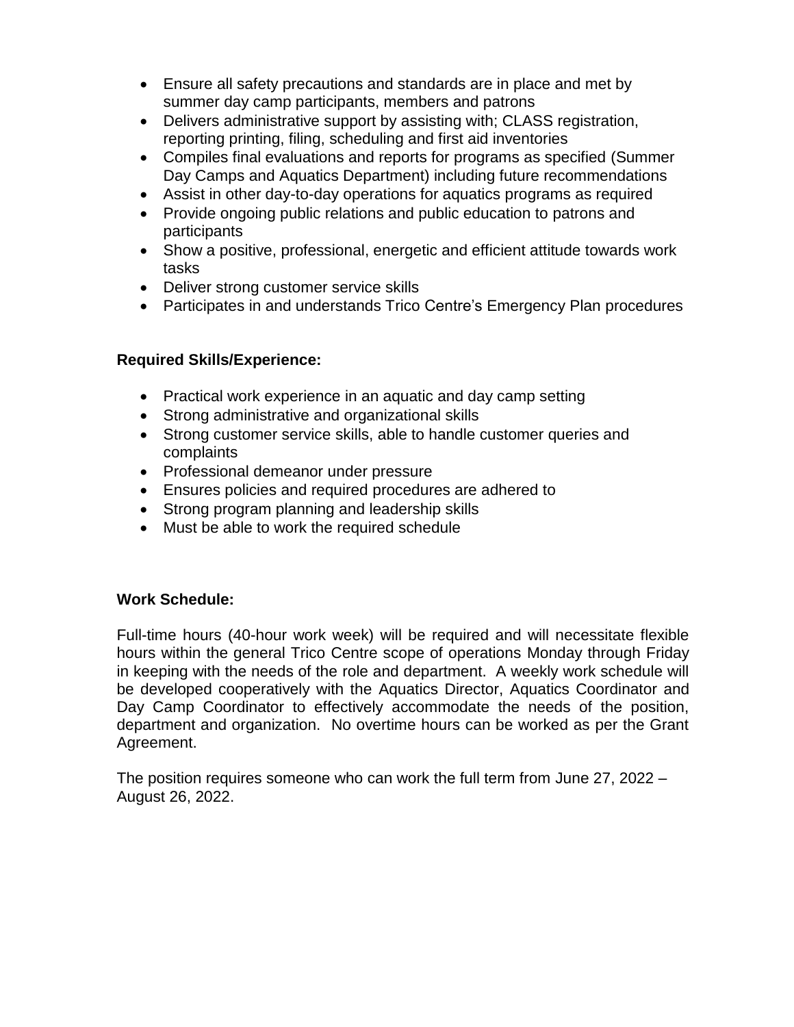- Ensure all safety precautions and standards are in place and met by summer day camp participants, members and patrons
- Delivers administrative support by assisting with; CLASS registration, reporting printing, filing, scheduling and first aid inventories
- Compiles final evaluations and reports for programs as specified (Summer Day Camps and Aquatics Department) including future recommendations
- Assist in other day-to-day operations for aquatics programs as required
- Provide ongoing public relations and public education to patrons and participants
- Show a positive, professional, energetic and efficient attitude towards work tasks
- Deliver strong customer service skills
- Participates in and understands Trico Centre's Emergency Plan procedures

**Required Skills/Experience:**

- Practical work experience in an aquatic and day camp setting
- Strong administrative and organizational skills
- Strong customer service skills, able to handle customer queries and complaints
- Professional demeanor under pressure
- Ensures policies and required procedures are adhered to
- Strong program planning and leadership skills
- Must be able to work the required schedule

**Work Schedule:**

Full-time hours (40-hour work week) will be required and will necessitate flexible hours within the general Trico Centre scope of operations Monday through Friday in keeping with the needs of the role and department. A weekly work schedule will be developed cooperatively with the Aquatics Director, Aquatics Coordinator and Day Camp Coordinator to effectively accommodate the needs of the position, department and organization. No overtime hours can be worked as per the Grant Agreement.

The position requires someone who can work the full term from June 27, 2022 – August 26, 2022.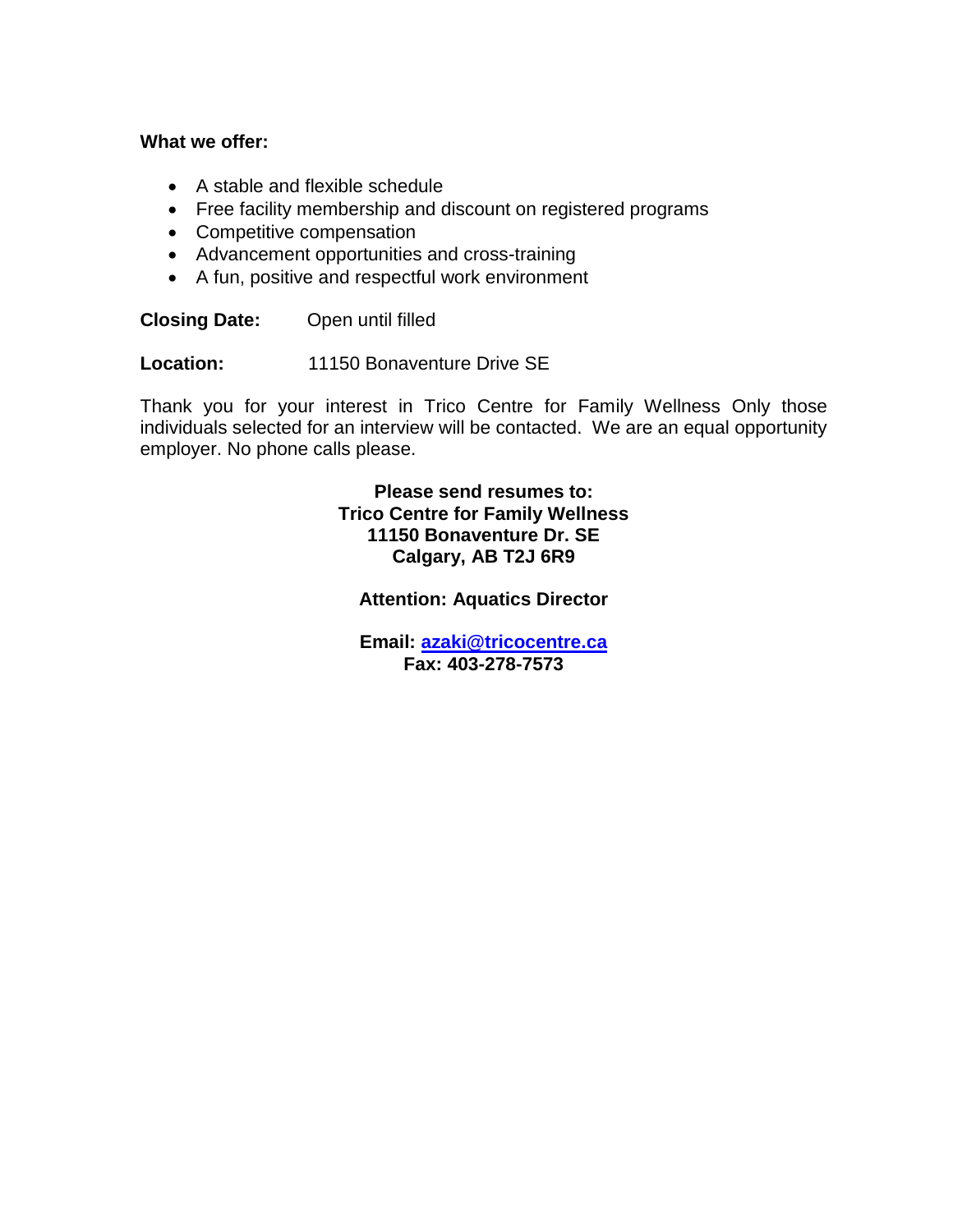**What we offer:**

- A stable and flexible schedule
- Free facility membership and discount on registered programs
- Competitive compensation
- Advancement opportunities and cross-training
- A fun, positive and respectful work environment

**Closing Date:** Open until filled

**Location:** 11150 Bonaventure Drive SE

Thank you for your interest in Trico Centre for Family Wellness Only those individuals selected for an interview will be contacted. We are an equal opportunity employer. No phone calls please.

**Please send resumes to:**
**Trico Centre for Family Wellness**
**11150 Bonaventure Dr. SE**
**Calgary, AB T2J 6R9**

**Attention: Aquatics Director**

**Email: azaki@tricocentre.ca**
**Fax: 403-278-7573**